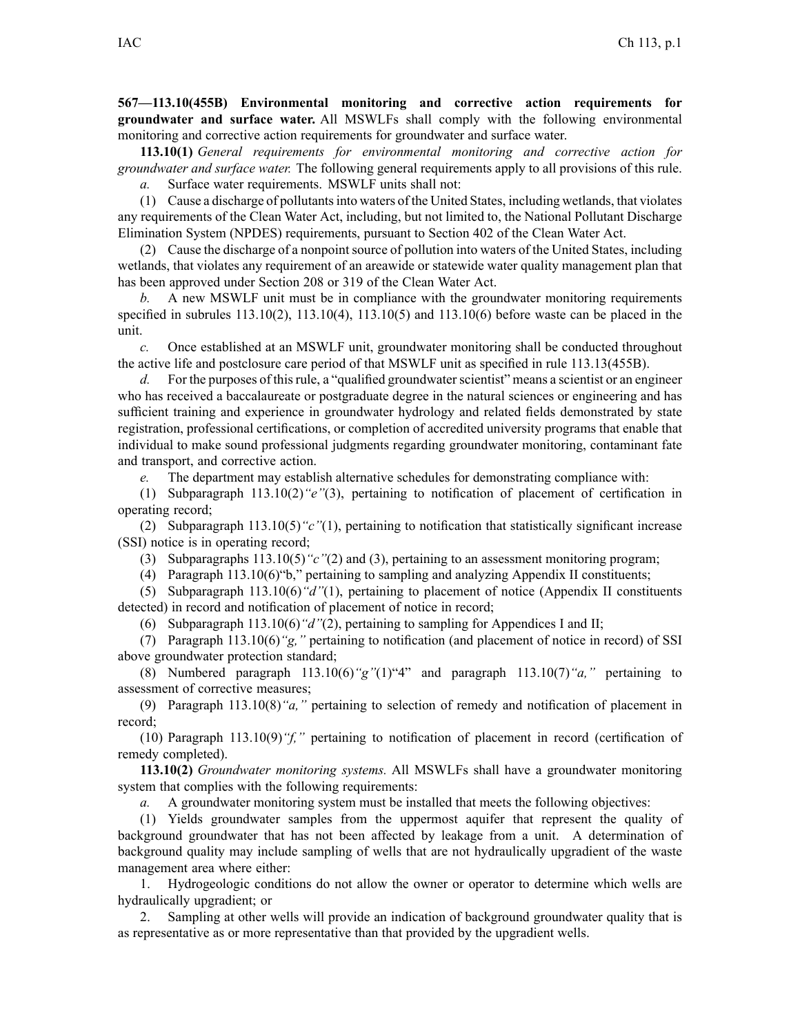**567—113.10(455B) Environmental monitoring and corrective action requirements for groundwater and surface water.** All MSWLFs shall comply with the following environmental monitoring and corrective action requirements for groundwater and surface water.

**113.10(1)** *General requirements for environmental monitoring and corrective action for groundwater and surface water.* The following general requirements apply to all provisions of this rule.

*a.* Surface water requirements. MSWLF units shall not:

(1) Cause a discharge of pollutants into waters of the United States, including wetlands, that violates any requirements of the Clean Water Act, including, but not limited to, the National Pollutant Discharge Elimination System (NPDES) requirements, pursuant to Section 402 of the Clean Water Act.

(2) Cause the discharge of a nonpoint source of pollution into waters of the United States, including wetlands, that violates any requirement of an areawide or statewide water quality management plan that has been approved under Section 208 or 319 of the Clean Water Act.

*b.* A new MSWLF unit must be in compliance with the groundwater monitoring requirements specified in subrules 113.10(2), 113.10(4), 113.10(5) and 113.10(6) before waste can be placed in the unit.

*c.* Once established at an MSWLF unit, groundwater monitoring shall be conducted throughout the active life and postclosure care period of that MSWLF unit as specified in rule 113.13(455B).

*d.* For the purposes of this rule, a "qualified groundwater scientist" means a scientist or an engineer who has received a baccalaureate or postgraduate degree in the natural sciences or engineering and has sufficient training and experience in groundwater hydrology and related fields demonstrated by state registration, professional certifications, or completion of accredited university programs that enable that individual to make sound professional judgments regarding groundwater monitoring, contaminant fate and transport, and corrective action.

*e.* The department may establish alternative schedules for demonstrating compliance with:

(1) Subparagraph 113.10(2)*"e"*(3), pertaining to notification of placement of certification in operating record;

(2) Subparagraph 113.10(5)*"c"*(1), pertaining to notification that statistically significant increase (SSI) notice is in operating record;

(3) Subparagraphs 113.10(5)*"c"*(2) and (3), pertaining to an assessment monitoring program;

(4) Paragraph 113.10(6)"b," pertaining to sampling and analyzing Appendix II constituents;

(5) Subparagraph 113.10(6)*"d"*(1), pertaining to placement of notice (Appendix II constituents detected) in record and notification of placement of notice in record;

(6) Subparagraph 113.10(6)*"d"*(2), pertaining to sampling for Appendices I and II;

(7) Paragraph 113.10(6)*"g,"* pertaining to notification (and placement of notice in record) of SSI above groundwater protection standard;

(8) Numbered paragraph 113.10(6)*"g"*(1)"4" and paragraph 113.10(7)*"a,"* pertaining to assessment of corrective measures;

(9) Paragraph 113.10(8)*"a,"* pertaining to selection of remedy and notification of placement in record;

(10) Paragraph 113.10(9)*"f,"* pertaining to notification of placement in record (certification of remedy completed).

**113.10(2)** *Groundwater monitoring systems.* All MSWLFs shall have a groundwater monitoring system that complies with the following requirements:

*a.* A groundwater monitoring system must be installed that meets the following objectives:

(1) Yields groundwater samples from the uppermost aquifer that represent the quality of background groundwater that has not been affected by leakage from a unit. A determination of background quality may include sampling of wells that are not hydraulically upgradient of the waste management area where either:

1. Hydrogeologic conditions do not allow the owner or operator to determine which wells are hydraulically upgradient; or

2. Sampling at other wells will provide an indication of background groundwater quality that is as representative as or more representative than that provided by the upgradient wells.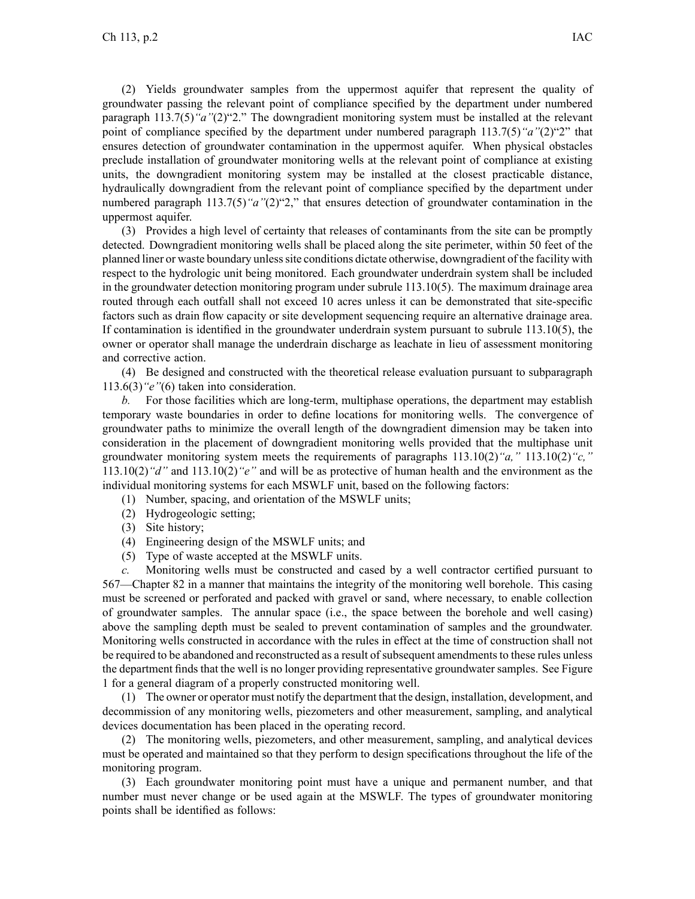(2) Yields groundwater samples from the uppermost aquifer that represent the quality of groundwater passing the relevant point of compliance specified by the department under numbered paragraph 113.7(5)*"a"*(2)"2." The downgradient monitoring system must be installed at the relevant point of compliance specified by the department under numbered paragraph 113.7(5)*"a"*(2)"2" that ensures detection of groundwater contamination in the uppermost aquifer. When physical obstacles preclude installation of groundwater monitoring wells at the relevant point of compliance at existing units, the downgradient monitoring system may be installed at the closest practicable distance, hydraulically downgradient from the relevant point of compliance specified by the department under numbered paragraph 113.7(5)*"a"*(2)"2," that ensures detection of groundwater contamination in the uppermost aquifer.

(3) Provides a high level of certainty that releases of contaminants from the site can be promptly detected. Downgradient monitoring wells shall be placed along the site perimeter, within 50 feet of the planned liner or waste boundary unless site conditions dictate otherwise, downgradient of the facility with respect to the hydrologic unit being monitored. Each groundwater underdrain system shall be included in the groundwater detection monitoring program under subrule 113.10(5). The maximum drainage area routed through each outfall shall not exceed 10 acres unless it can be demonstrated that site-specific factors such as drain flow capacity or site development sequencing require an alternative drainage area. If contamination is identified in the groundwater underdrain system pursuant to subrule 113.10(5), the owner or operator shall manage the underdrain discharge as leachate in lieu of assessment monitoring and corrective action.

(4) Be designed and constructed with the theoretical release evaluation pursuant to subparagraph 113.6(3)*"e"*(6) taken into consideration.

*b.* For those facilities which are long-term, multiphase operations, the department may establish temporary waste boundaries in order to define locations for monitoring wells. The convergence of groundwater paths to minimize the overall length of the downgradient dimension may be taken into consideration in the placement of downgradient monitoring wells provided that the multiphase unit groundwater monitoring system meets the requirements of paragraphs 113.10(2)*"a,"* 113.10(2)*"c,"* 113.10(2)*"d"* and 113.10(2)*"e"* and will be as protective of human health and the environment as the individual monitoring systems for each MSWLF unit, based on the following factors:

(1) Number, spacing, and orientation of the MSWLF units;

(2) Hydrogeologic setting;

(3) Site history;

(4) Engineering design of the MSWLF units; and

(5) Type of waste accepted at the MSWLF units.

*c.* Monitoring wells must be constructed and cased by a well contractor certified pursuant to 567—Chapter 82 in a manner that maintains the integrity of the monitoring well borehole. This casing must be screened or perforated and packed with gravel or sand, where necessary, to enable collection of groundwater samples. The annular space (i.e., the space between the borehole and well casing) above the sampling depth must be sealed to prevent contamination of samples and the groundwater. Monitoring wells constructed in accordance with the rules in effect at the time of construction shall not be required to be abandoned and reconstructed as a result of subsequent amendments to these rules unless the department finds that the well is no longer providing representative groundwater samples. See Figure 1 for a general diagram of a properly constructed monitoring well.

(1) The owner or operator must notify the department that the design, installation, development, and decommission of any monitoring wells, piezometers and other measurement, sampling, and analytical devices documentation has been placed in the operating record.

(2) The monitoring wells, piezometers, and other measurement, sampling, and analytical devices must be operated and maintained so that they perform to design specifications throughout the life of the monitoring program.

(3) Each groundwater monitoring point must have a unique and permanent number, and that number must never change or be used again at the MSWLF. The types of groundwater monitoring points shall be identified as follows: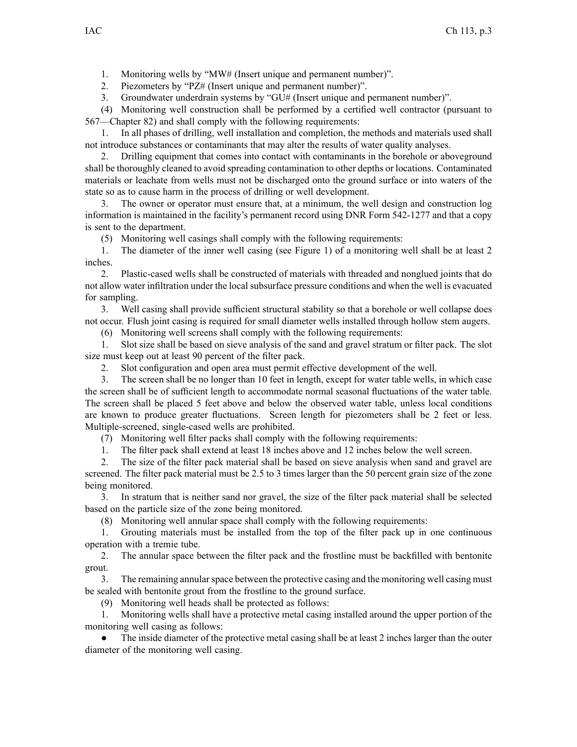1. Monitoring wells by "MW# (Insert unique and permanent number)".

2. Piezometers by "PZ# (Insert unique and permanent number)".

3. Groundwater underdrain systems by "GU# (Insert unique and permanent number)".

(4) Monitoring well construction shall be performed by a certified well contractor (pursuant to 567—Chapter 82) and shall comply with the following requirements:

1. In all phases of drilling, well installation and completion, the methods and materials used shall not introduce substances or contaminants that may alter the results of water quality analyses.

2. Drilling equipment that comes into contact with contaminants in the borehole or aboveground shall be thoroughly cleaned to avoid spreading contamination to other depths or locations. Contaminated materials or leachate from wells must not be discharged onto the ground surface or into waters of the state so as to cause harm in the process of drilling or well development.

3. The owner or operator must ensure that, at a minimum, the well design and construction log information is maintained in the facility's permanent record using DNR Form 542-1277 and that a copy is sent to the department.

(5) Monitoring well casings shall comply with the following requirements:

1. The diameter of the inner well casing (see Figure 1) of a monitoring well shall be at least 2 inches.

2. Plastic-cased wells shall be constructed of materials with threaded and nonglued joints that do not allow water infiltration under the local subsurface pressure conditions and when the well is evacuated for sampling.

3. Well casing shall provide sufficient structural stability so that a borehole or well collapse does not occur. Flush joint casing is required for small diameter wells installed through hollow stem augers.

(6) Monitoring well screens shall comply with the following requirements:

1. Slot size shall be based on sieve analysis of the sand and gravel stratum or filter pack. The slot size must keep out at least 90 percent of the filter pack.

2. Slot configuration and open area must permit effective development of the well.

3. The screen shall be no longer than 10 feet in length, except for water table wells, in which case the screen shall be of sufficient length to accommodate normal seasonal fluctuations of the water table. The screen shall be placed 5 feet above and below the observed water table, unless local conditions are known to produce greater fluctuations. Screen length for piezometers shall be 2 feet or less. Multiple-screened, single-cased wells are prohibited.

(7) Monitoring well filter packs shall comply with the following requirements:

1. The filter pack shall extend at least 18 inches above and 12 inches below the well screen.

2. The size of the filter pack material shall be based on sieve analysis when sand and gravel are screened. The filter pack material must be 2.5 to 3 times larger than the 50 percent grain size of the zone being monitored.

3. In stratum that is neither sand nor gravel, the size of the filter pack material shall be selected based on the particle size of the zone being monitored.

(8) Monitoring well annular space shall comply with the following requirements:

1. Grouting materials must be installed from the top of the filter pack up in one continuous operation with a tremie tube.

2. The annular space between the filter pack and the frostline must be backfilled with bentonite grout.

3. The remaining annular space between the protective casing and the monitoring well casing must be sealed with bentonite grout from the frostline to the ground surface.

(9) Monitoring well heads shall be protected as follows:

1. Monitoring wells shall have a protective metal casing installed around the upper portion of the monitoring well casing as follows:

- The inside diameter of the protective metal casing shall be at least 2 inches larger than the outer diameter of the monitoring well casing.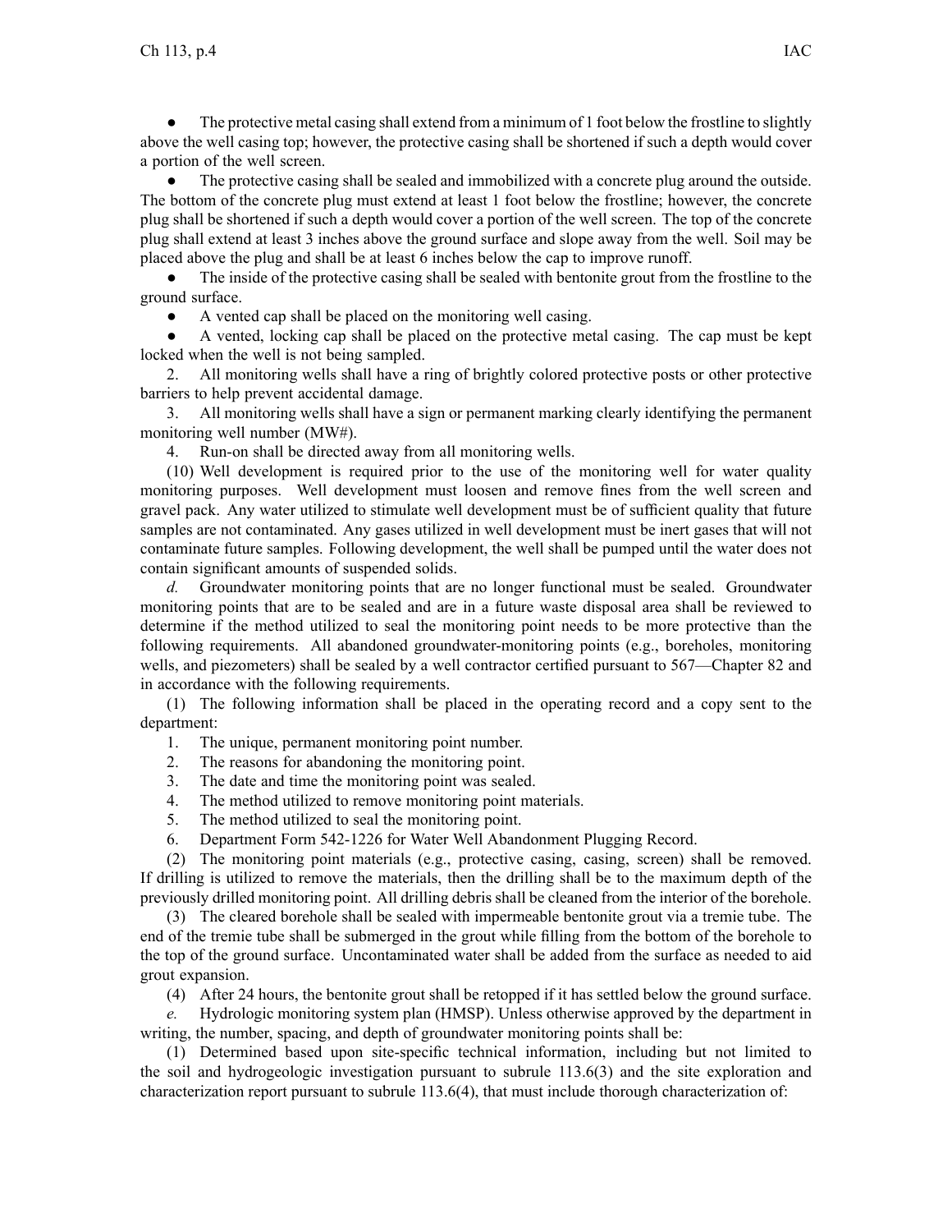- The protective metal casing shall extend from a minimum of 1 foot below the frostline to slightly above the well casing top; however, the protective casing shall be shortened if such a depth would cover a portion of the well screen.
- The protective casing shall be sealed and immobilized with a concrete plug around the outside. The bottom of the concrete plug must extend at least 1 foot below the frostline; however, the concrete plug shall be shortened if such a depth would cover a portion of the well screen. The top of the concrete plug shall extend at least 3 inches above the ground surface and slope away from the well. Soil may be placed above the plug and shall be at least 6 inches below the cap to improve runoff.
- The inside of the protective casing shall be sealed with bentonite grout from the frostline to the ground surface.
- A vented cap shall be placed on the monitoring well casing.
- A vented, locking cap shall be placed on the protective metal casing. The cap must be kept locked when the well is not being sampled.

2. All monitoring wells shall have a ring of brightly colored protective posts or other protective barriers to help prevent accidental damage.

3. All monitoring wells shall have a sign or permanent marking clearly identifying the permanent monitoring well number (MW#).

4. Run-on shall be directed away from all monitoring wells.

(10) Well development is required prior to the use of the monitoring well for water quality monitoring purposes. Well development must loosen and remove fines from the well screen and gravel pack. Any water utilized to stimulate well development must be of sufficient quality that future samples are not contaminated. Any gases utilized in well development must be inert gases that will not contaminate future samples. Following development, the well shall be pumped until the water does not contain significant amounts of suspended solids.

*d.* Groundwater monitoring points that are no longer functional must be sealed. Groundwater monitoring points that are to be sealed and are in a future waste disposal area shall be reviewed to determine if the method utilized to seal the monitoring point needs to be more protective than the following requirements. All abandoned groundwater-monitoring points (e.g., boreholes, monitoring wells, and piezometers) shall be sealed by a well contractor certified pursuant to 567—Chapter 82 and in accordance with the following requirements.

(1) The following information shall be placed in the operating record and a copy sent to the department:

1. The unique, permanent monitoring point number.
2. The reasons for abandoning the monitoring point.
3. The date and time the monitoring point was sealed.
4. The method utilized to remove monitoring point materials.
5. The method utilized to seal the monitoring point.
6. Department Form 542-1226 for Water Well Abandonment Plugging Record.

(2) The monitoring point materials (e.g., protective casing, casing, screen) shall be removed. If drilling is utilized to remove the materials, then the drilling shall be to the maximum depth of the previously drilled monitoring point. All drilling debris shall be cleaned from the interior of the borehole.

(3) The cleared borehole shall be sealed with impermeable bentonite grout via a tremie tube. The end of the tremie tube shall be submerged in the grout while filling from the bottom of the borehole to the top of the ground surface. Uncontaminated water shall be added from the surface as needed to aid grout expansion.

(4) After 24 hours, the bentonite grout shall be retopped if it has settled below the ground surface.

*e.* Hydrologic monitoring system plan (HMSP). Unless otherwise approved by the department in writing, the number, spacing, and depth of groundwater monitoring points shall be:

(1) Determined based upon site-specific technical information, including but not limited to the soil and hydrogeologic investigation pursuant to subrule 113.6(3) and the site exploration and characterization report pursuant to subrule 113.6(4), that must include thorough characterization of: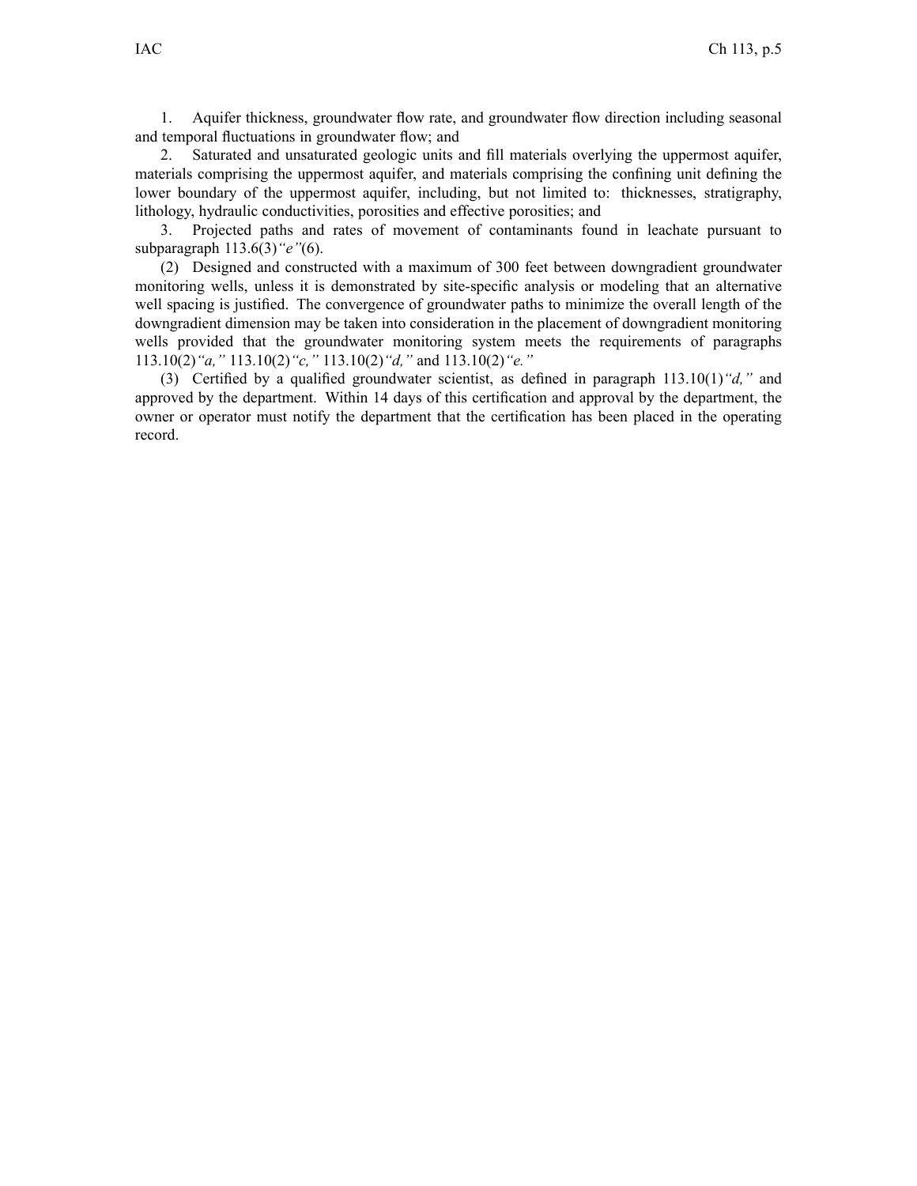1. Aquifer thickness, groundwater flow rate, and groundwater flow direction including seasonal and temporal fluctuations in groundwater flow; and

2. Saturated and unsaturated geologic units and fill materials overlying the uppermost aquifer, materials comprising the uppermost aquifer, and materials comprising the confining unit defining the lower boundary of the uppermost aquifer, including, but not limited to: thicknesses, stratigraphy, lithology, hydraulic conductivities, porosities and effective porosities; and

3. Projected paths and rates of movement of contaminants found in leachate pursuant to subparagraph 113.6(3)*"e"*(6).

(2) Designed and constructed with a maximum of 300 feet between downgradient groundwater monitoring wells, unless it is demonstrated by site-specific analysis or modeling that an alternative well spacing is justified. The convergence of groundwater paths to minimize the overall length of the downgradient dimension may be taken into consideration in the placement of downgradient monitoring wells provided that the groundwater monitoring system meets the requirements of paragraphs 113.10(2)*"a,"* 113.10(2)*"c,"* 113.10(2)*"d,"* and 113.10(2)*"e."*

(3) Certified by a qualified groundwater scientist, as defined in paragraph 113.10(1)*"d,"* and approved by the department. Within 14 days of this certification and approval by the department, the owner or operator must notify the department that the certification has been placed in the operating record.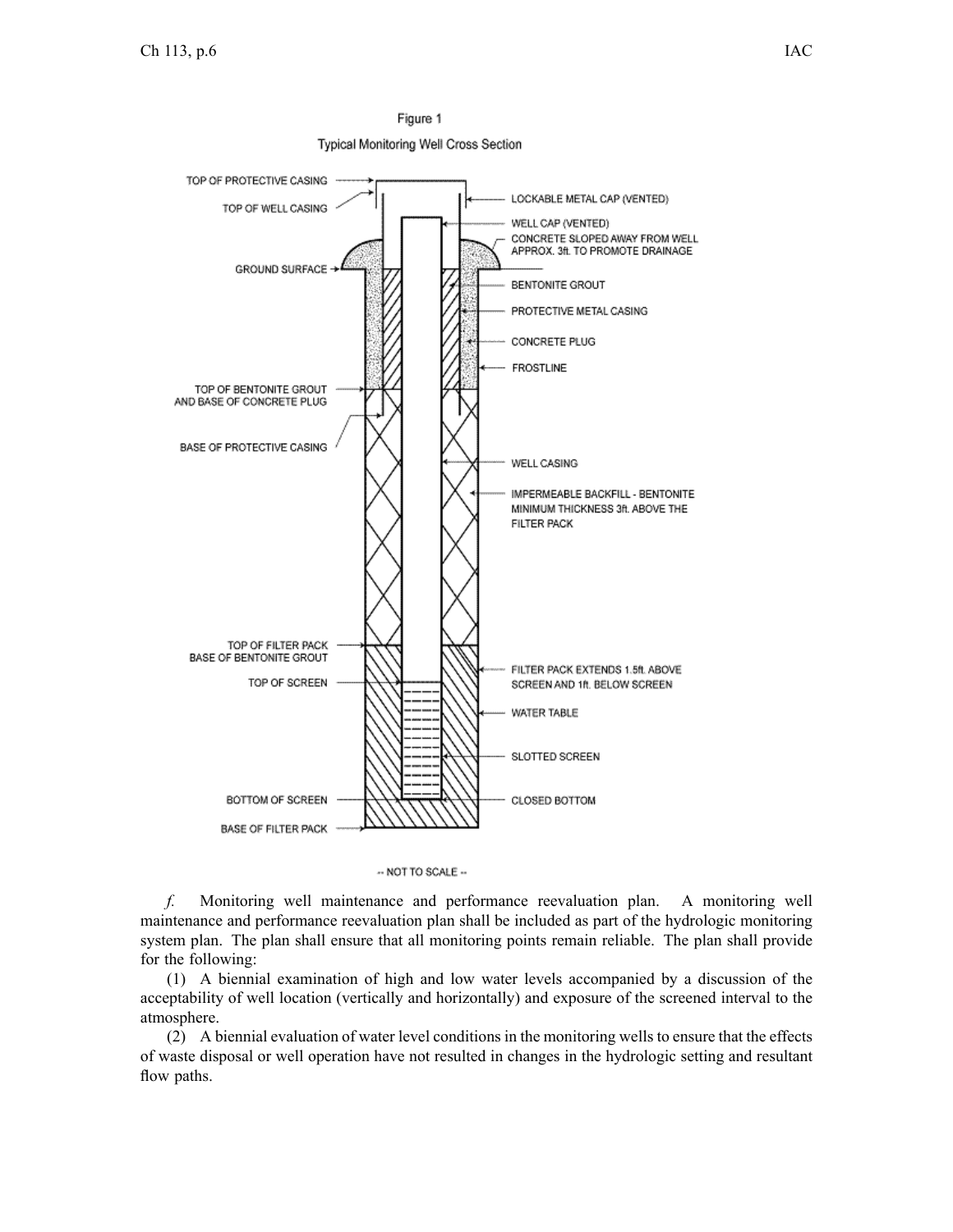Figure 1

Typical Monitoring Well Cross Section

TOP OF PROTECTIVE CASING

TOP OF WELL CASING

LOCKABLE METAL CAP (VENTED)

WELL CAP (VENTED)

CONCRETE SLOPED AWAY FROM WELL APPROX. 3ft. TO PROMOTE DRAINAGE

GROUND SURFACE

BENTONITE GROUT

PROTECTIVE METAL CASING

CONCRETE PLUG

FROSTLINE

TOP OF BENTONITE GROUT AND BASE OF CONCRETE PLUG

BASE OF PROTECTIVE CASING

WELL CASING

IMPERMEABLE BACKFILL - BENTONITE MINIMUM THICKNESS 3ft. ABOVE THE FILTER PACK

TOP OF FILTER PACK BASE OF BENTONITE GROUT

TOP OF SCREEN

FILTER PACK EXTENDS 1.5ft. ABOVE SCREEN AND 1ft. BELOW SCREEN

WATER TABLE

SLOTTED SCREEN

BOTTOM OF SCREEN

CLOSED BOTTOM

BASE OF FILTER PACK

-- NOT TO SCALE --

*f.* Monitoring well maintenance and performance reevaluation plan. A monitoring well maintenance and performance reevaluation plan shall be included as part of the hydrologic monitoring system plan. The plan shall ensure that all monitoring points remain reliable. The plan shall provide for the following:

(1) A biennial examination of high and low water levels accompanied by a discussion of the acceptability of well location (vertically and horizontally) and exposure of the screened interval to the atmosphere.

(2) A biennial evaluation of water level conditions in the monitoring wells to ensure that the effects of waste disposal or well operation have not resulted in changes in the hydrologic setting and resultant flow paths.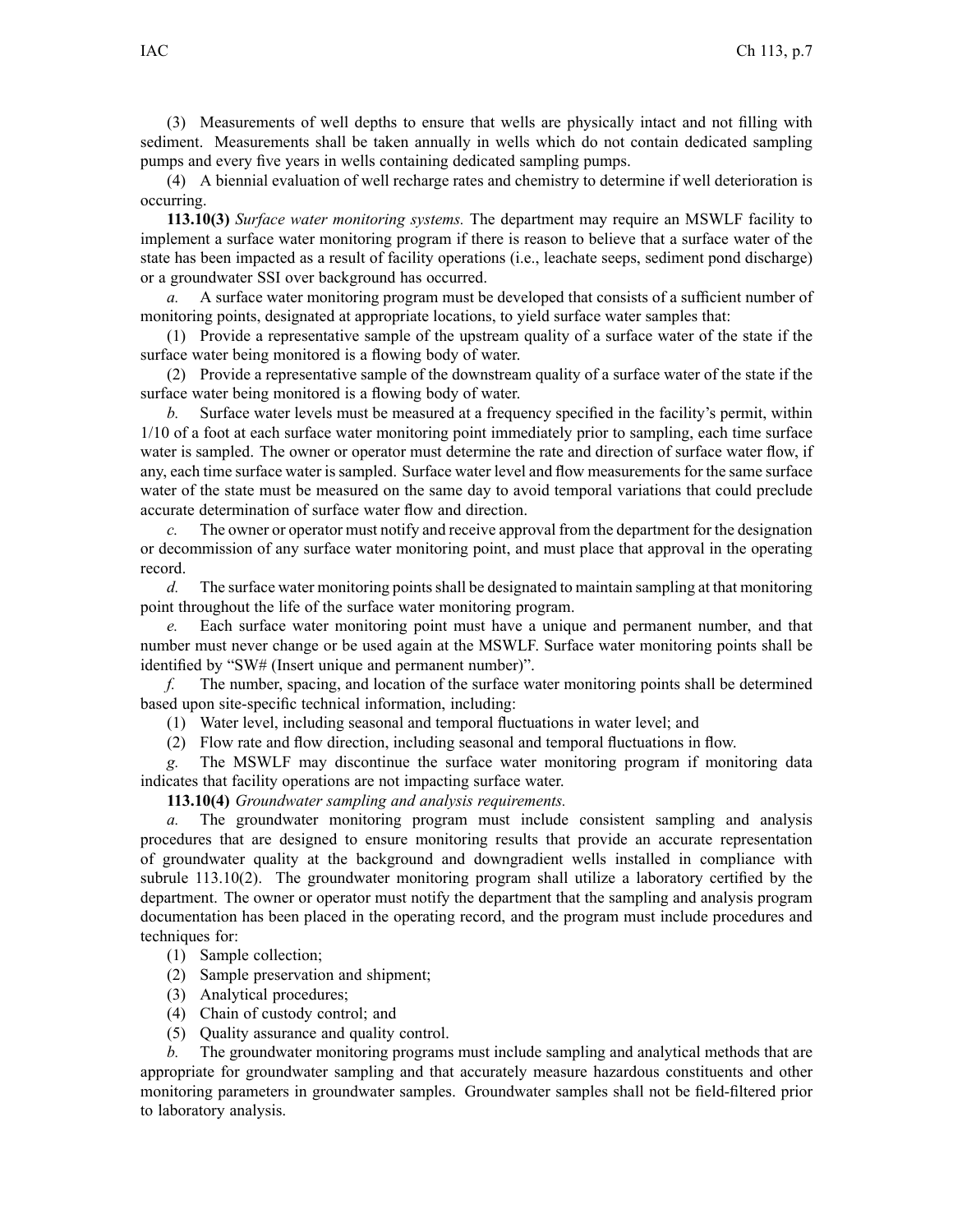(3) Measurements of well depths to ensure that wells are physically intact and not filling with sediment. Measurements shall be taken annually in wells which do not contain dedicated sampling pumps and every five years in wells containing dedicated sampling pumps.

(4) A biennial evaluation of well recharge rates and chemistry to determine if well deterioration is occurring.

**113.10(3)** *Surface water monitoring systems.* The department may require an MSWLF facility to implement a surface water monitoring program if there is reason to believe that a surface water of the state has been impacted as a result of facility operations (i.e., leachate seeps, sediment pond discharge) or a groundwater SSI over background has occurred.

*a.* A surface water monitoring program must be developed that consists of a sufficient number of monitoring points, designated at appropriate locations, to yield surface water samples that:

(1) Provide a representative sample of the upstream quality of a surface water of the state if the surface water being monitored is a flowing body of water.

(2) Provide a representative sample of the downstream quality of a surface water of the state if the surface water being monitored is a flowing body of water.

*b.* Surface water levels must be measured at a frequency specified in the facility's permit, within 1/10 of a foot at each surface water monitoring point immediately prior to sampling, each time surface water is sampled. The owner or operator must determine the rate and direction of surface water flow, if any, each time surface water is sampled. Surface water level and flow measurements for the same surface water of the state must be measured on the same day to avoid temporal variations that could preclude accurate determination of surface water flow and direction.

*c.* The owner or operator must notify and receive approval from the department for the designation or decommission of any surface water monitoring point, and must place that approval in the operating record.

*d.* The surface water monitoring points shall be designated to maintain sampling at that monitoring point throughout the life of the surface water monitoring program.

*e.* Each surface water monitoring point must have a unique and permanent number, and that number must never change or be used again at the MSWLF. Surface water monitoring points shall be identified by "SW# (Insert unique and permanent number)".

*f.* The number, spacing, and location of the surface water monitoring points shall be determined based upon site-specific technical information, including:

(1) Water level, including seasonal and temporal fluctuations in water level; and

(2) Flow rate and flow direction, including seasonal and temporal fluctuations in flow.

*g.* The MSWLF may discontinue the surface water monitoring program if monitoring data indicates that facility operations are not impacting surface water.

**113.10(4)** *Groundwater sampling and analysis requirements.*

*a.* The groundwater monitoring program must include consistent sampling and analysis procedures that are designed to ensure monitoring results that provide an accurate representation of groundwater quality at the background and downgradient wells installed in compliance with subrule 113.10(2). The groundwater monitoring program shall utilize a laboratory certified by the department. The owner or operator must notify the department that the sampling and analysis program documentation has been placed in the operating record, and the program must include procedures and techniques for:

(1) Sample collection;

(2) Sample preservation and shipment;

(3) Analytical procedures;

(4) Chain of custody control; and

(5) Quality assurance and quality control.

*b.* The groundwater monitoring programs must include sampling and analytical methods that are appropriate for groundwater sampling and that accurately measure hazardous constituents and other monitoring parameters in groundwater samples. Groundwater samples shall not be field-filtered prior to laboratory analysis.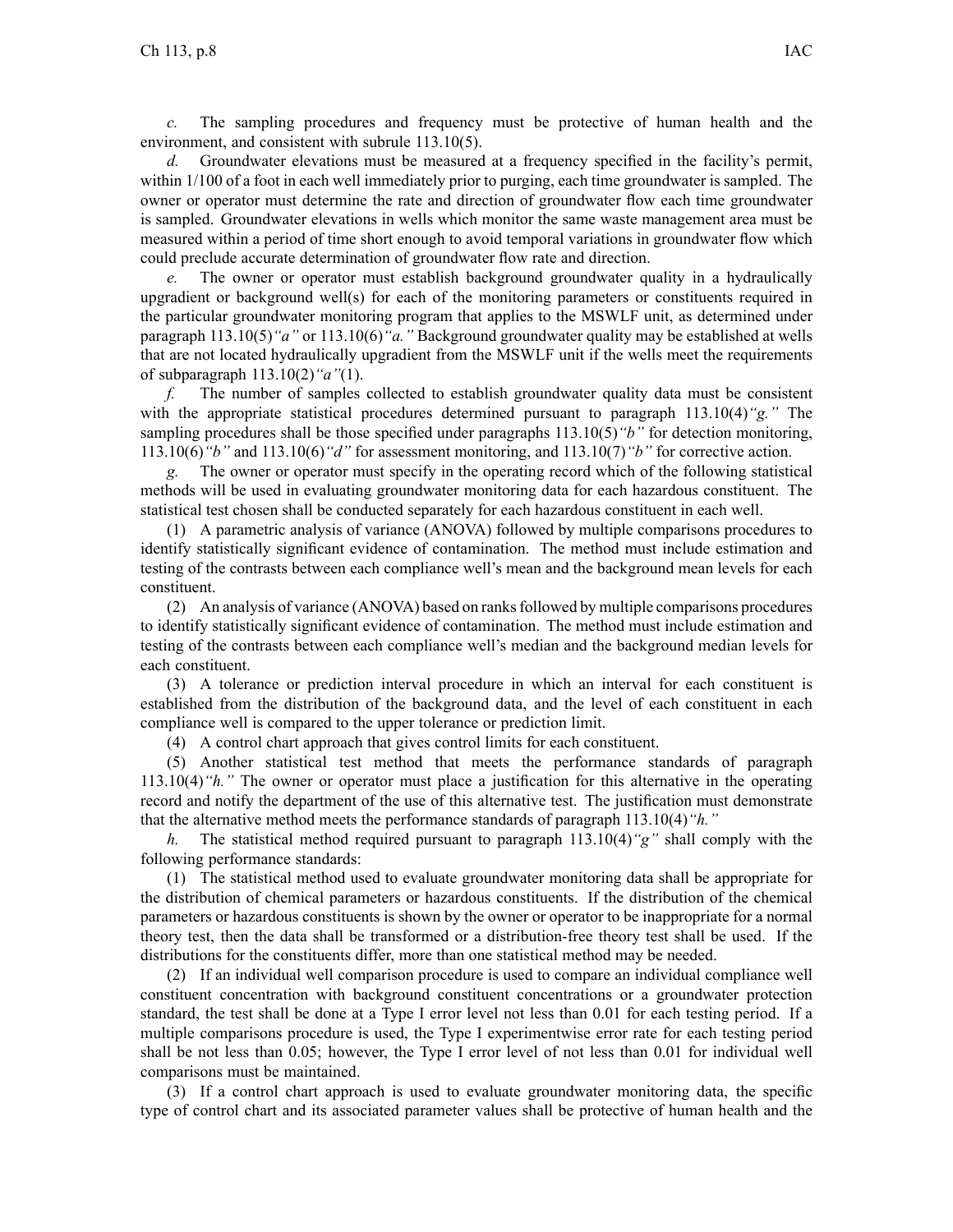*c.* The sampling procedures and frequency must be protective of human health and the environment, and consistent with subrule 113.10(5).

*d.* Groundwater elevations must be measured at a frequency specified in the facility's permit, within 1/100 of a foot in each well immediately prior to purging, each time groundwater is sampled. The owner or operator must determine the rate and direction of groundwater flow each time groundwater is sampled. Groundwater elevations in wells which monitor the same waste management area must be measured within a period of time short enough to avoid temporal variations in groundwater flow which could preclude accurate determination of groundwater flow rate and direction.

*e.* The owner or operator must establish background groundwater quality in a hydraulically upgradient or background well(s) for each of the monitoring parameters or constituents required in the particular groundwater monitoring program that applies to the MSWLF unit, as determined under paragraph 113.10(5)*"a"* or 113.10(6)*"a."* Background groundwater quality may be established at wells that are not located hydraulically upgradient from the MSWLF unit if the wells meet the requirements of subparagraph 113.10(2)*"a"*(1).

*f.* The number of samples collected to establish groundwater quality data must be consistent with the appropriate statistical procedures determined pursuant to paragraph 113.10(4)*"g."* The sampling procedures shall be those specified under paragraphs 113.10(5)*"b"* for detection monitoring, 113.10(6)*"b"* and 113.10(6)*"d"* for assessment monitoring, and 113.10(7)*"b"* for corrective action.

*g.* The owner or operator must specify in the operating record which of the following statistical methods will be used in evaluating groundwater monitoring data for each hazardous constituent. The statistical test chosen shall be conducted separately for each hazardous constituent in each well.

(1) A parametric analysis of variance (ANOVA) followed by multiple comparisons procedures to identify statistically significant evidence of contamination. The method must include estimation and testing of the contrasts between each compliance well's mean and the background mean levels for each constituent.

(2) An analysis of variance (ANOVA) based on ranks followed by multiple comparisons procedures to identify statistically significant evidence of contamination. The method must include estimation and testing of the contrasts between each compliance well's median and the background median levels for each constituent.

(3) A tolerance or prediction interval procedure in which an interval for each constituent is established from the distribution of the background data, and the level of each constituent in each compliance well is compared to the upper tolerance or prediction limit.

(4) A control chart approach that gives control limits for each constituent.

(5) Another statistical test method that meets the performance standards of paragraph 113.10(4)*"h."* The owner or operator must place a justification for this alternative in the operating record and notify the department of the use of this alternative test. The justification must demonstrate that the alternative method meets the performance standards of paragraph 113.10(4)*"h."*

*h.* The statistical method required pursuant to paragraph 113.10(4)*"g"* shall comply with the following performance standards:

(1) The statistical method used to evaluate groundwater monitoring data shall be appropriate for the distribution of chemical parameters or hazardous constituents. If the distribution of the chemical parameters or hazardous constituents is shown by the owner or operator to be inappropriate for a normal theory test, then the data shall be transformed or a distribution-free theory test shall be used. If the distributions for the constituents differ, more than one statistical method may be needed.

(2) If an individual well comparison procedure is used to compare an individual compliance well constituent concentration with background constituent concentrations or a groundwater protection standard, the test shall be done at a Type I error level not less than 0.01 for each testing period. If a multiple comparisons procedure is used, the Type I experimentwise error rate for each testing period shall be not less than 0.05; however, the Type I error level of not less than 0.01 for individual well comparisons must be maintained.

(3) If a control chart approach is used to evaluate groundwater monitoring data, the specific type of control chart and its associated parameter values shall be protective of human health and the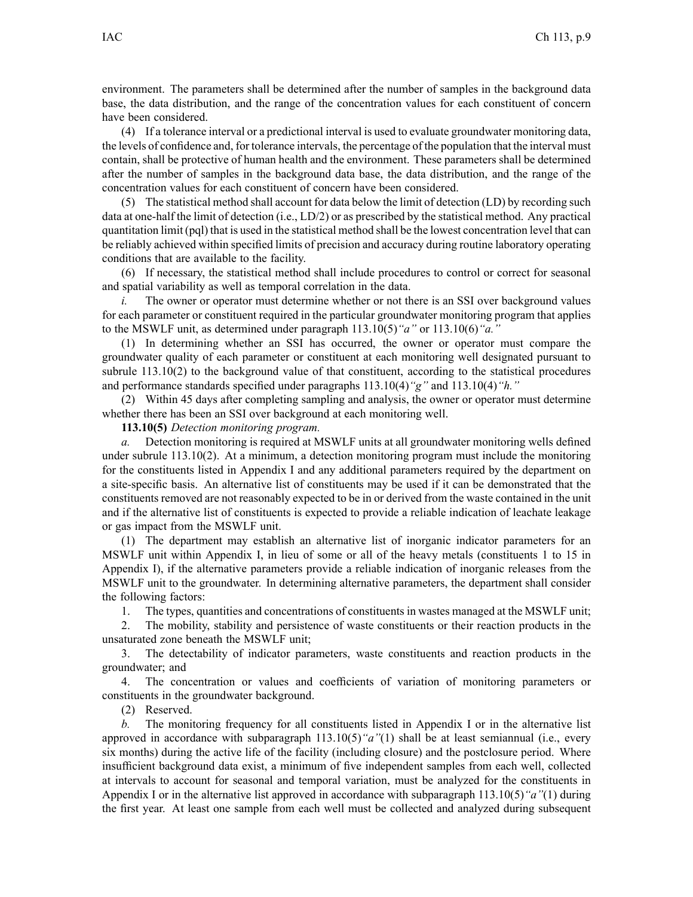environment. The parameters shall be determined after the number of samples in the background data base, the data distribution, and the range of the concentration values for each constituent of concern have been considered.

(4) If a tolerance interval or a predictional interval is used to evaluate groundwater monitoring data, the levels of confidence and, for tolerance intervals, the percentage of the population that the interval must contain, shall be protective of human health and the environment. These parameters shall be determined after the number of samples in the background data base, the data distribution, and the range of the concentration values for each constituent of concern have been considered.

(5) The statistical method shall account for data below the limit of detection (LD) by recording such data at one-half the limit of detection (i.e., LD/2) or as prescribed by the statistical method. Any practical quantitation limit (pql) that is used in the statistical method shall be the lowest concentration level that can be reliably achieved within specified limits of precision and accuracy during routine laboratory operating conditions that are available to the facility.

(6) If necessary, the statistical method shall include procedures to control or correct for seasonal and spatial variability as well as temporal correlation in the data.

*i.* The owner or operator must determine whether or not there is an SSI over background values for each parameter or constituent required in the particular groundwater monitoring program that applies to the MSWLF unit, as determined under paragraph 113.10(5)*"a"* or 113.10(6)*"a."*

(1) In determining whether an SSI has occurred, the owner or operator must compare the groundwater quality of each parameter or constituent at each monitoring well designated pursuant to subrule 113.10(2) to the background value of that constituent, according to the statistical procedures and performance standards specified under paragraphs 113.10(4)*"g"* and 113.10(4)*"h."*

(2) Within 45 days after completing sampling and analysis, the owner or operator must determine whether there has been an SSI over background at each monitoring well.

**113.10(5)** *Detection monitoring program.*

*a.* Detection monitoring is required at MSWLF units at all groundwater monitoring wells defined under subrule 113.10(2). At a minimum, a detection monitoring program must include the monitoring for the constituents listed in Appendix I and any additional parameters required by the department on a site-specific basis. An alternative list of constituents may be used if it can be demonstrated that the constituents removed are not reasonably expected to be in or derived from the waste contained in the unit and if the alternative list of constituents is expected to provide a reliable indication of leachate leakage or gas impact from the MSWLF unit.

(1) The department may establish an alternative list of inorganic indicator parameters for an MSWLF unit within Appendix I, in lieu of some or all of the heavy metals (constituents 1 to 15 in Appendix I), if the alternative parameters provide a reliable indication of inorganic releases from the MSWLF unit to the groundwater. In determining alternative parameters, the department shall consider the following factors:

1. The types, quantities and concentrations of constituents in wastes managed at the MSWLF unit;

2. The mobility, stability and persistence of waste constituents or their reaction products in the unsaturated zone beneath the MSWLF unit;

3. The detectability of indicator parameters, waste constituents and reaction products in the groundwater; and

4. The concentration or values and coefficients of variation of monitoring parameters or constituents in the groundwater background.

(2) Reserved.

*b.* The monitoring frequency for all constituents listed in Appendix I or in the alternative list approved in accordance with subparagraph 113.10(5)*"a"*(1) shall be at least semiannual (i.e., every six months) during the active life of the facility (including closure) and the postclosure period. Where insufficient background data exist, a minimum of five independent samples from each well, collected at intervals to account for seasonal and temporal variation, must be analyzed for the constituents in Appendix I or in the alternative list approved in accordance with subparagraph 113.10(5)*"a"*(1) during the first year. At least one sample from each well must be collected and analyzed during subsequent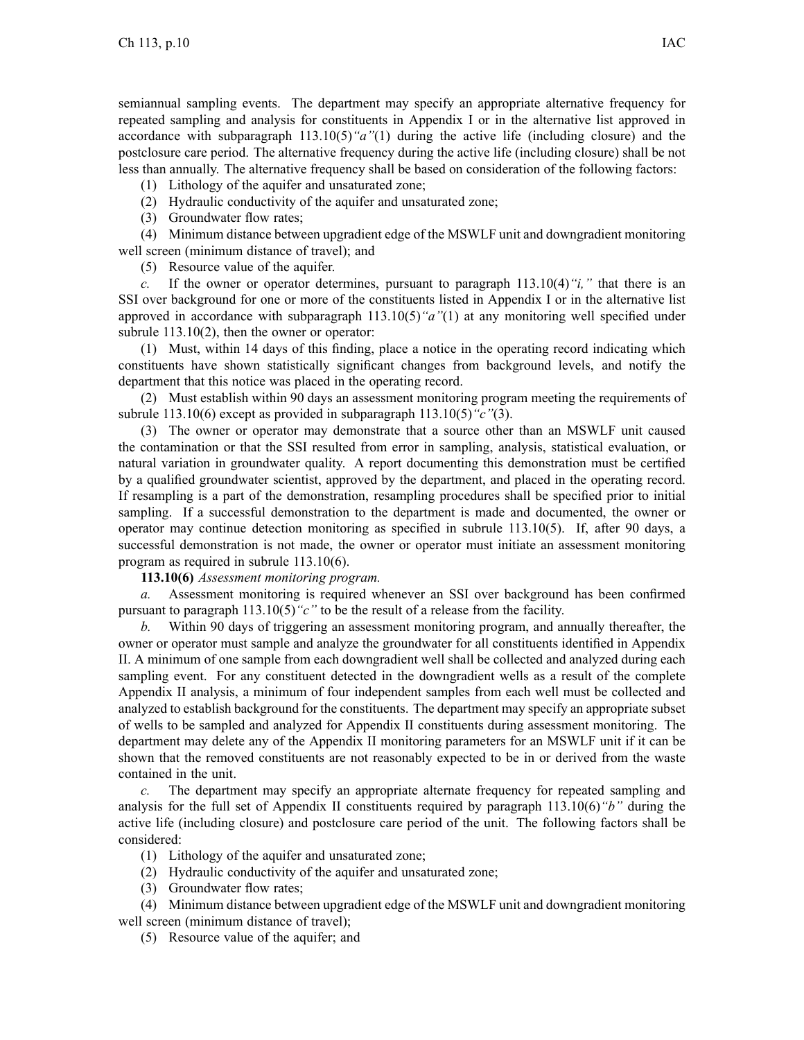semiannual sampling events. The department may specify an appropriate alternative frequency for repeated sampling and analysis for constituents in Appendix I or in the alternative list approved in accordance with subparagraph 113.10(5)*"a"*(1) during the active life (including closure) and the postclosure care period. The alternative frequency during the active life (including closure) shall be not less than annually. The alternative frequency shall be based on consideration of the following factors:

(1) Lithology of the aquifer and unsaturated zone;

(2) Hydraulic conductivity of the aquifer and unsaturated zone;

(3) Groundwater flow rates;

(4) Minimum distance between upgradient edge of the MSWLF unit and downgradient monitoring well screen (minimum distance of travel); and

(5) Resource value of the aquifer.

*c.* If the owner or operator determines, pursuant to paragraph 113.10(4)*"i,"* that there is an SSI over background for one or more of the constituents listed in Appendix I or in the alternative list approved in accordance with subparagraph 113.10(5)*"a"*(1) at any monitoring well specified under subrule 113.10(2), then the owner or operator:

(1) Must, within 14 days of this finding, place a notice in the operating record indicating which constituents have shown statistically significant changes from background levels, and notify the department that this notice was placed in the operating record.

(2) Must establish within 90 days an assessment monitoring program meeting the requirements of subrule 113.10(6) except as provided in subparagraph 113.10(5)*"c"*(3).

(3) The owner or operator may demonstrate that a source other than an MSWLF unit caused the contamination or that the SSI resulted from error in sampling, analysis, statistical evaluation, or natural variation in groundwater quality. A report documenting this demonstration must be certified by a qualified groundwater scientist, approved by the department, and placed in the operating record. If resampling is a part of the demonstration, resampling procedures shall be specified prior to initial sampling. If a successful demonstration to the department is made and documented, the owner or operator may continue detection monitoring as specified in subrule 113.10(5). If, after 90 days, a successful demonstration is not made, the owner or operator must initiate an assessment monitoring program as required in subrule 113.10(6).

**113.10(6)** *Assessment monitoring program.*

*a.* Assessment monitoring is required whenever an SSI over background has been confirmed pursuant to paragraph 113.10(5)*"c"* to be the result of a release from the facility.

*b.* Within 90 days of triggering an assessment monitoring program, and annually thereafter, the owner or operator must sample and analyze the groundwater for all constituents identified in Appendix II. A minimum of one sample from each downgradient well shall be collected and analyzed during each sampling event. For any constituent detected in the downgradient wells as a result of the complete Appendix II analysis, a minimum of four independent samples from each well must be collected and analyzed to establish background for the constituents. The department may specify an appropriate subset of wells to be sampled and analyzed for Appendix II constituents during assessment monitoring. The department may delete any of the Appendix II monitoring parameters for an MSWLF unit if it can be shown that the removed constituents are not reasonably expected to be in or derived from the waste contained in the unit.

*c.* The department may specify an appropriate alternate frequency for repeated sampling and analysis for the full set of Appendix II constituents required by paragraph 113.10(6)*"b"* during the active life (including closure) and postclosure care period of the unit. The following factors shall be considered:

(1) Lithology of the aquifer and unsaturated zone;

(2) Hydraulic conductivity of the aquifer and unsaturated zone;

(3) Groundwater flow rates;

(4) Minimum distance between upgradient edge of the MSWLF unit and downgradient monitoring well screen (minimum distance of travel);

(5) Resource value of the aquifer; and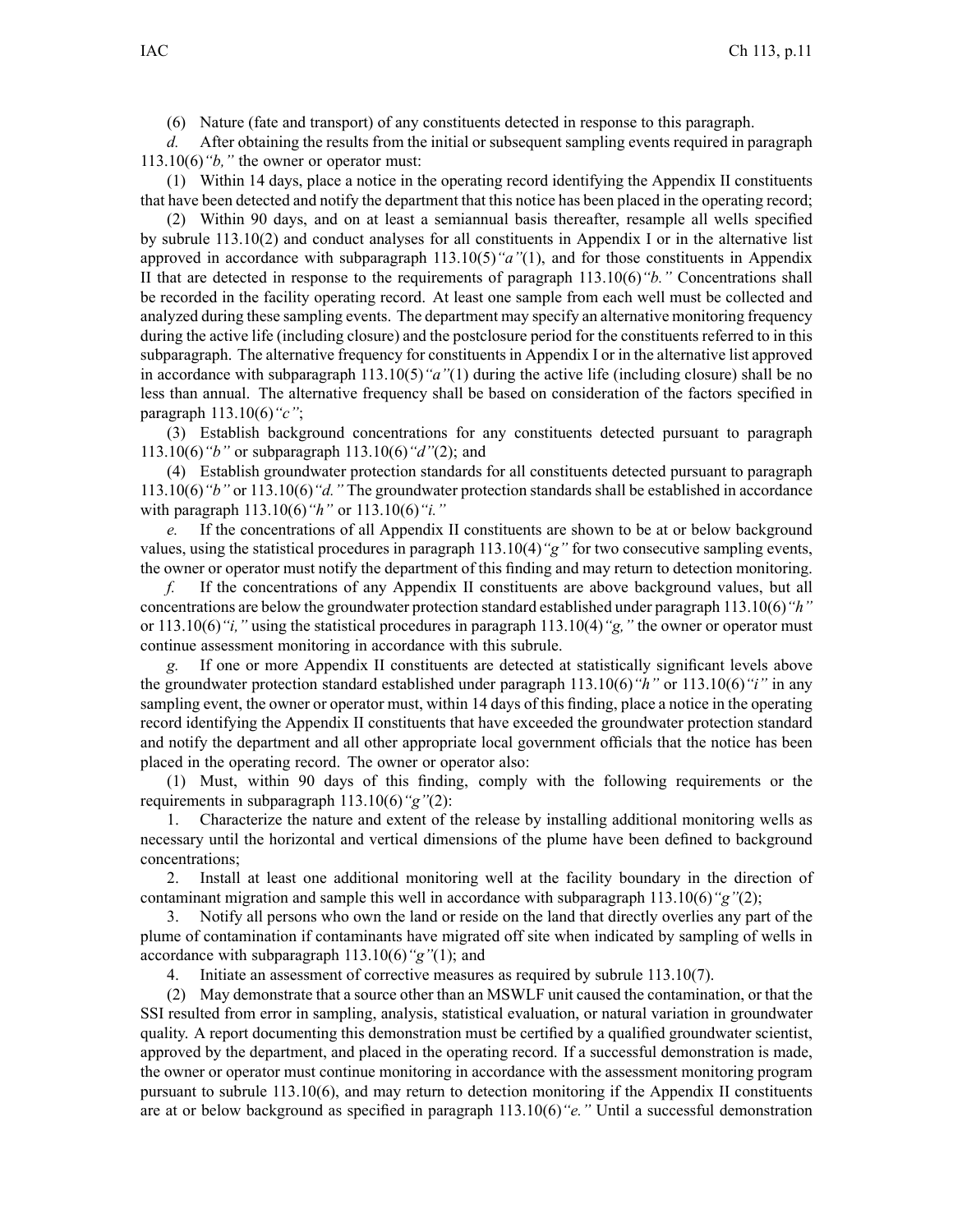(6) Nature (fate and transport) of any constituents detected in response to this paragraph.

*d.* After obtaining the results from the initial or subsequent sampling events required in paragraph 113.10(6)*"b,"* the owner or operator must:

(1) Within 14 days, place a notice in the operating record identifying the Appendix II constituents that have been detected and notify the department that this notice has been placed in the operating record;

(2) Within 90 days, and on at least a semiannual basis thereafter, resample all wells specified by subrule 113.10(2) and conduct analyses for all constituents in Appendix I or in the alternative list approved in accordance with subparagraph 113.10(5)*"a"*(1), and for those constituents in Appendix II that are detected in response to the requirements of paragraph 113.10(6)*"b."* Concentrations shall be recorded in the facility operating record. At least one sample from each well must be collected and analyzed during these sampling events. The department may specify an alternative monitoring frequency during the active life (including closure) and the postclosure period for the constituents referred to in this subparagraph. The alternative frequency for constituents in Appendix I or in the alternative list approved in accordance with subparagraph 113.10(5)*"a"*(1) during the active life (including closure) shall be no less than annual. The alternative frequency shall be based on consideration of the factors specified in paragraph 113.10(6)*"c"*;

(3) Establish background concentrations for any constituents detected pursuant to paragraph 113.10(6)*"b"* or subparagraph 113.10(6)*"d"*(2); and

(4) Establish groundwater protection standards for all constituents detected pursuant to paragraph 113.10(6)*"b"* or 113.10(6)*"d."* The groundwater protection standards shall be established in accordance with paragraph 113.10(6)*"h"* or 113.10(6)*"i."*

*e.* If the concentrations of all Appendix II constituents are shown to be at or below background values, using the statistical procedures in paragraph 113.10(4)*"g"* for two consecutive sampling events, the owner or operator must notify the department of this finding and may return to detection monitoring.

*f.* If the concentrations of any Appendix II constituents are above background values, but all concentrations are below the groundwater protection standard established under paragraph 113.10(6)*"h"* or 113.10(6)*"i,"* using the statistical procedures in paragraph 113.10(4)*"g,"* the owner or operator must continue assessment monitoring in accordance with this subrule.

*g.* If one or more Appendix II constituents are detected at statistically significant levels above the groundwater protection standard established under paragraph 113.10(6)*"h"* or 113.10(6)*"i"* in any sampling event, the owner or operator must, within 14 days of this finding, place a notice in the operating record identifying the Appendix II constituents that have exceeded the groundwater protection standard and notify the department and all other appropriate local government officials that the notice has been placed in the operating record. The owner or operator also:

(1) Must, within 90 days of this finding, comply with the following requirements or the requirements in subparagraph 113.10(6)*"g"*(2):

1. Characterize the nature and extent of the release by installing additional monitoring wells as necessary until the horizontal and vertical dimensions of the plume have been defined to background concentrations;

2. Install at least one additional monitoring well at the facility boundary in the direction of contaminant migration and sample this well in accordance with subparagraph 113.10(6)*"g"*(2);

3. Notify all persons who own the land or reside on the land that directly overlies any part of the plume of contamination if contaminants have migrated off site when indicated by sampling of wells in accordance with subparagraph 113.10(6)*"g"*(1); and

4. Initiate an assessment of corrective measures as required by subrule 113.10(7).

(2) May demonstrate that a source other than an MSWLF unit caused the contamination, or that the SSI resulted from error in sampling, analysis, statistical evaluation, or natural variation in groundwater quality. A report documenting this demonstration must be certified by a qualified groundwater scientist, approved by the department, and placed in the operating record. If a successful demonstration is made, the owner or operator must continue monitoring in accordance with the assessment monitoring program pursuant to subrule 113.10(6), and may return to detection monitoring if the Appendix II constituents are at or below background as specified in paragraph 113.10(6)*"e."* Until a successful demonstration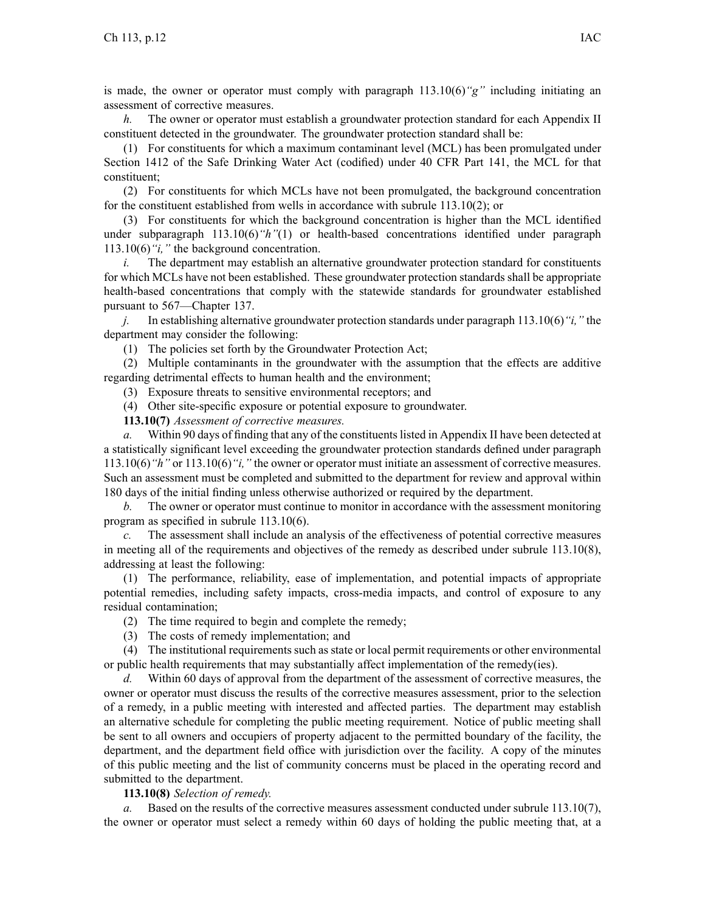is made, the owner or operator must comply with paragraph 113.10(6)*"g"* including initiating an assessment of corrective measures.

*h.* The owner or operator must establish a groundwater protection standard for each Appendix II constituent detected in the groundwater. The groundwater protection standard shall be:

(1) For constituents for which a maximum contaminant level (MCL) has been promulgated under Section 1412 of the Safe Drinking Water Act (codified) under 40 CFR Part 141, the MCL for that constituent;

(2) For constituents for which MCLs have not been promulgated, the background concentration for the constituent established from wells in accordance with subrule 113.10(2); or

(3) For constituents for which the background concentration is higher than the MCL identified under subparagraph 113.10(6)*"h"*(1) or health-based concentrations identified under paragraph 113.10(6)*"i,"* the background concentration.

*i.* The department may establish an alternative groundwater protection standard for constituents for which MCLs have not been established. These groundwater protection standards shall be appropriate health-based concentrations that comply with the statewide standards for groundwater established pursuant to 567—Chapter 137.

*j.* In establishing alternative groundwater protection standards under paragraph 113.10(6)*"i,"* the department may consider the following:

(1) The policies set forth by the Groundwater Protection Act;

(2) Multiple contaminants in the groundwater with the assumption that the effects are additive regarding detrimental effects to human health and the environment;

(3) Exposure threats to sensitive environmental receptors; and

(4) Other site-specific exposure or potential exposure to groundwater.

**113.10(7)** *Assessment of corrective measures.*

*a.* Within 90 days of finding that any of the constituents listed in Appendix II have been detected at a statistically significant level exceeding the groundwater protection standards defined under paragraph 113.10(6)*"h"* or 113.10(6)*"i,"* the owner or operator must initiate an assessment of corrective measures. Such an assessment must be completed and submitted to the department for review and approval within 180 days of the initial finding unless otherwise authorized or required by the department.

*b.* The owner or operator must continue to monitor in accordance with the assessment monitoring program as specified in subrule 113.10(6).

*c.* The assessment shall include an analysis of the effectiveness of potential corrective measures in meeting all of the requirements and objectives of the remedy as described under subrule 113.10(8), addressing at least the following:

(1) The performance, reliability, ease of implementation, and potential impacts of appropriate potential remedies, including safety impacts, cross-media impacts, and control of exposure to any residual contamination;

(2) The time required to begin and complete the remedy;

(3) The costs of remedy implementation; and

(4) The institutional requirements such as state or local permit requirements or other environmental or public health requirements that may substantially affect implementation of the remedy(ies).

*d.* Within 60 days of approval from the department of the assessment of corrective measures, the owner or operator must discuss the results of the corrective measures assessment, prior to the selection of a remedy, in a public meeting with interested and affected parties. The department may establish an alternative schedule for completing the public meeting requirement. Notice of public meeting shall be sent to all owners and occupiers of property adjacent to the permitted boundary of the facility, the department, and the department field office with jurisdiction over the facility. A copy of the minutes of this public meeting and the list of community concerns must be placed in the operating record and submitted to the department.

**113.10(8)** *Selection of remedy.*

*a.* Based on the results of the corrective measures assessment conducted under subrule 113.10(7), the owner or operator must select a remedy within 60 days of holding the public meeting that, at a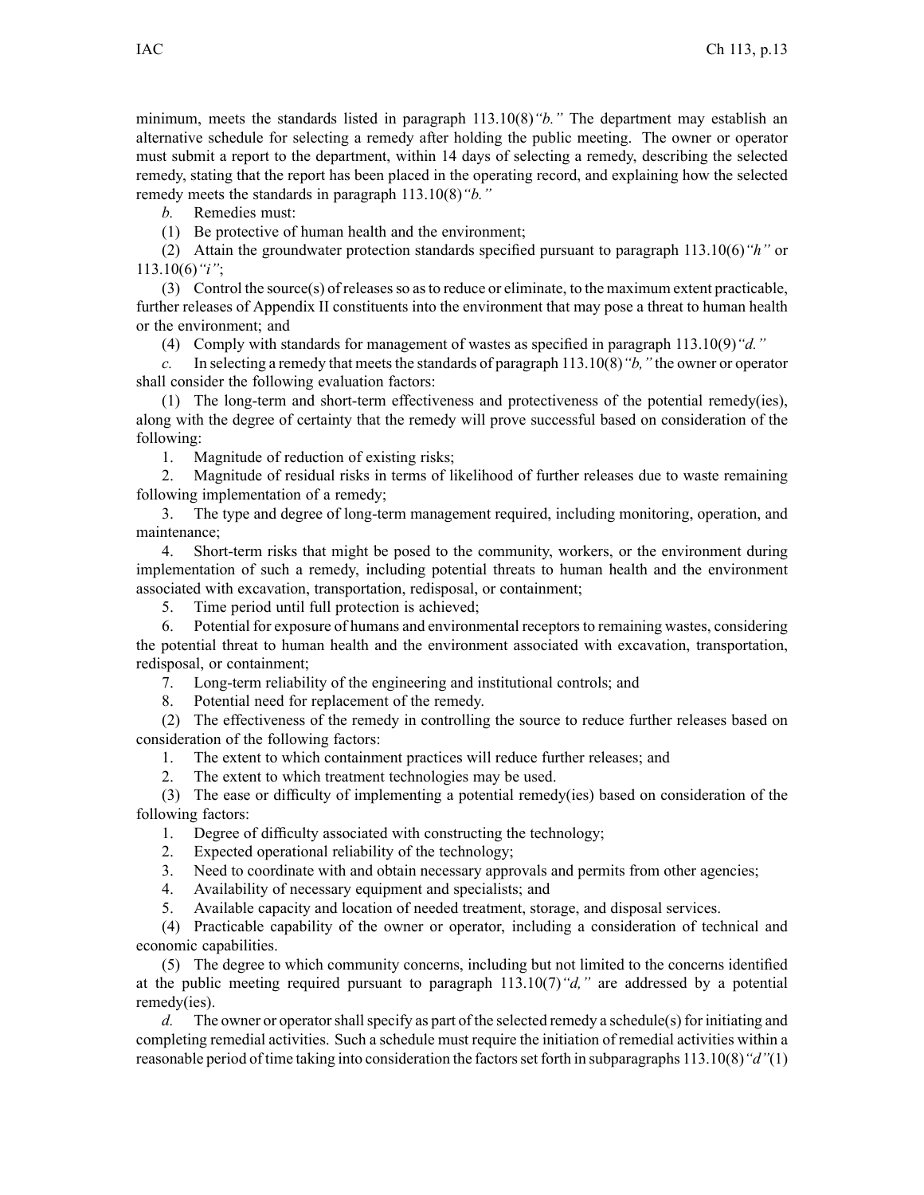minimum, meets the standards listed in paragraph 113.10(8)*"b."* The department may establish an alternative schedule for selecting a remedy after holding the public meeting. The owner or operator must submit a report to the department, within 14 days of selecting a remedy, describing the selected remedy, stating that the report has been placed in the operating record, and explaining how the selected remedy meets the standards in paragraph 113.10(8)*"b."*

*b.* Remedies must:

(1) Be protective of human health and the environment;

(2) Attain the groundwater protection standards specified pursuant to paragraph 113.10(6)*"h"* or 113.10(6)*"i"*;

(3) Control the source(s) of releases so as to reduce or eliminate, to the maximum extent practicable, further releases of Appendix II constituents into the environment that may pose a threat to human health or the environment; and

(4) Comply with standards for management of wastes as specified in paragraph 113.10(9)*"d."*

*c.* In selecting a remedy that meets the standards of paragraph 113.10(8)*"b,"* the owner or operator shall consider the following evaluation factors:

(1) The long-term and short-term effectiveness and protectiveness of the potential remedy(ies), along with the degree of certainty that the remedy will prove successful based on consideration of the following:

1. Magnitude of reduction of existing risks;
2. Magnitude of residual risks in terms of likelihood of further releases due to waste remaining following implementation of a remedy;
3. The type and degree of long-term management required, including monitoring, operation, and maintenance;
4. Short-term risks that might be posed to the community, workers, or the environment during implementation of such a remedy, including potential threats to human health and the environment associated with excavation, transportation, redisposal, or containment;
5. Time period until full protection is achieved;
6. Potential for exposure of humans and environmental receptors to remaining wastes, considering the potential threat to human health and the environment associated with excavation, transportation, redisposal, or containment;
7. Long-term reliability of the engineering and institutional controls; and
8. Potential need for replacement of the remedy.

(2) The effectiveness of the remedy in controlling the source to reduce further releases based on consideration of the following factors:

1. The extent to which containment practices will reduce further releases; and
2. The extent to which treatment technologies may be used.

(3) The ease or difficulty of implementing a potential remedy(ies) based on consideration of the following factors:

1. Degree of difficulty associated with constructing the technology;
2. Expected operational reliability of the technology;
3. Need to coordinate with and obtain necessary approvals and permits from other agencies;
4. Availability of necessary equipment and specialists; and
5. Available capacity and location of needed treatment, storage, and disposal services.

(4) Practicable capability of the owner or operator, including a consideration of technical and economic capabilities.

(5) The degree to which community concerns, including but not limited to the concerns identified at the public meeting required pursuant to paragraph 113.10(7)*"d,"* are addressed by a potential remedy(ies).

*d.* The owner or operator shall specify as part of the selected remedy a schedule(s) for initiating and completing remedial activities. Such a schedule must require the initiation of remedial activities within a reasonable period of time taking into consideration the factors set forth in subparagraphs 113.10(8)*"d"*(1)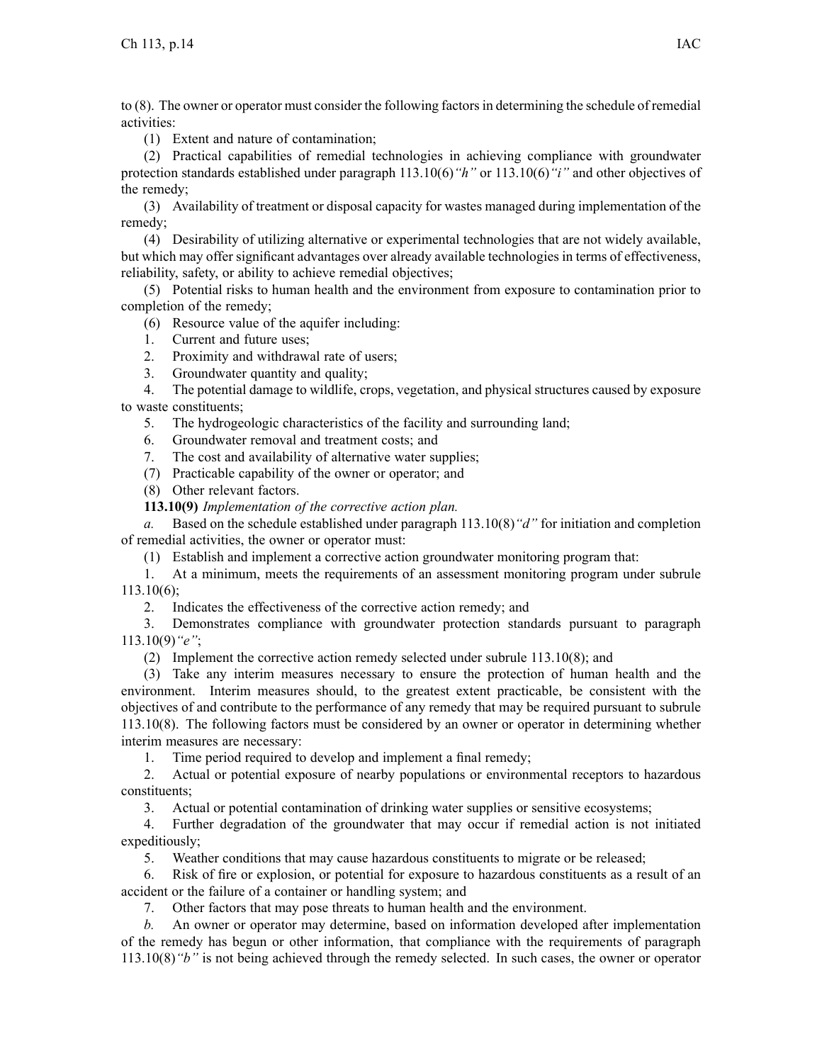to (8). The owner or operator must consider the following factors in determining the schedule of remedial activities:

(1) Extent and nature of contamination;

(2) Practical capabilities of remedial technologies in achieving compliance with groundwater protection standards established under paragraph 113.10(6)*"h"* or 113.10(6)*"i"* and other objectives of the remedy;

(3) Availability of treatment or disposal capacity for wastes managed during implementation of the remedy;

(4) Desirability of utilizing alternative or experimental technologies that are not widely available, but which may offer significant advantages over already available technologies in terms of effectiveness, reliability, safety, or ability to achieve remedial objectives;

(5) Potential risks to human health and the environment from exposure to contamination prior to completion of the remedy;

(6) Resource value of the aquifer including:

1. Current and future uses;

2. Proximity and withdrawal rate of users;

3. Groundwater quantity and quality;

4. The potential damage to wildlife, crops, vegetation, and physical structures caused by exposure to waste constituents;

5. The hydrogeologic characteristics of the facility and surrounding land;

6. Groundwater removal and treatment costs; and

7. The cost and availability of alternative water supplies;

(7) Practicable capability of the owner or operator; and

(8) Other relevant factors.

**113.10(9)** *Implementation of the corrective action plan.*

*a.* Based on the schedule established under paragraph 113.10(8)*"d"* for initiation and completion of remedial activities, the owner or operator must:

(1) Establish and implement a corrective action groundwater monitoring program that:

1. At a minimum, meets the requirements of an assessment monitoring program under subrule 113.10(6);

2. Indicates the effectiveness of the corrective action remedy; and

3. Demonstrates compliance with groundwater protection standards pursuant to paragraph 113.10(9)*"e"*;

(2) Implement the corrective action remedy selected under subrule 113.10(8); and

(3) Take any interim measures necessary to ensure the protection of human health and the environment. Interim measures should, to the greatest extent practicable, be consistent with the objectives of and contribute to the performance of any remedy that may be required pursuant to subrule 113.10(8). The following factors must be considered by an owner or operator in determining whether interim measures are necessary:

1. Time period required to develop and implement a final remedy;

2. Actual or potential exposure of nearby populations or environmental receptors to hazardous constituents;

3. Actual or potential contamination of drinking water supplies or sensitive ecosystems;

4. Further degradation of the groundwater that may occur if remedial action is not initiated expeditiously;

5. Weather conditions that may cause hazardous constituents to migrate or be released;

6. Risk of fire or explosion, or potential for exposure to hazardous constituents as a result of an accident or the failure of a container or handling system; and

7. Other factors that may pose threats to human health and the environment.

*b.* An owner or operator may determine, based on information developed after implementation of the remedy has begun or other information, that compliance with the requirements of paragraph 113.10(8)*"b"* is not being achieved through the remedy selected. In such cases, the owner or operator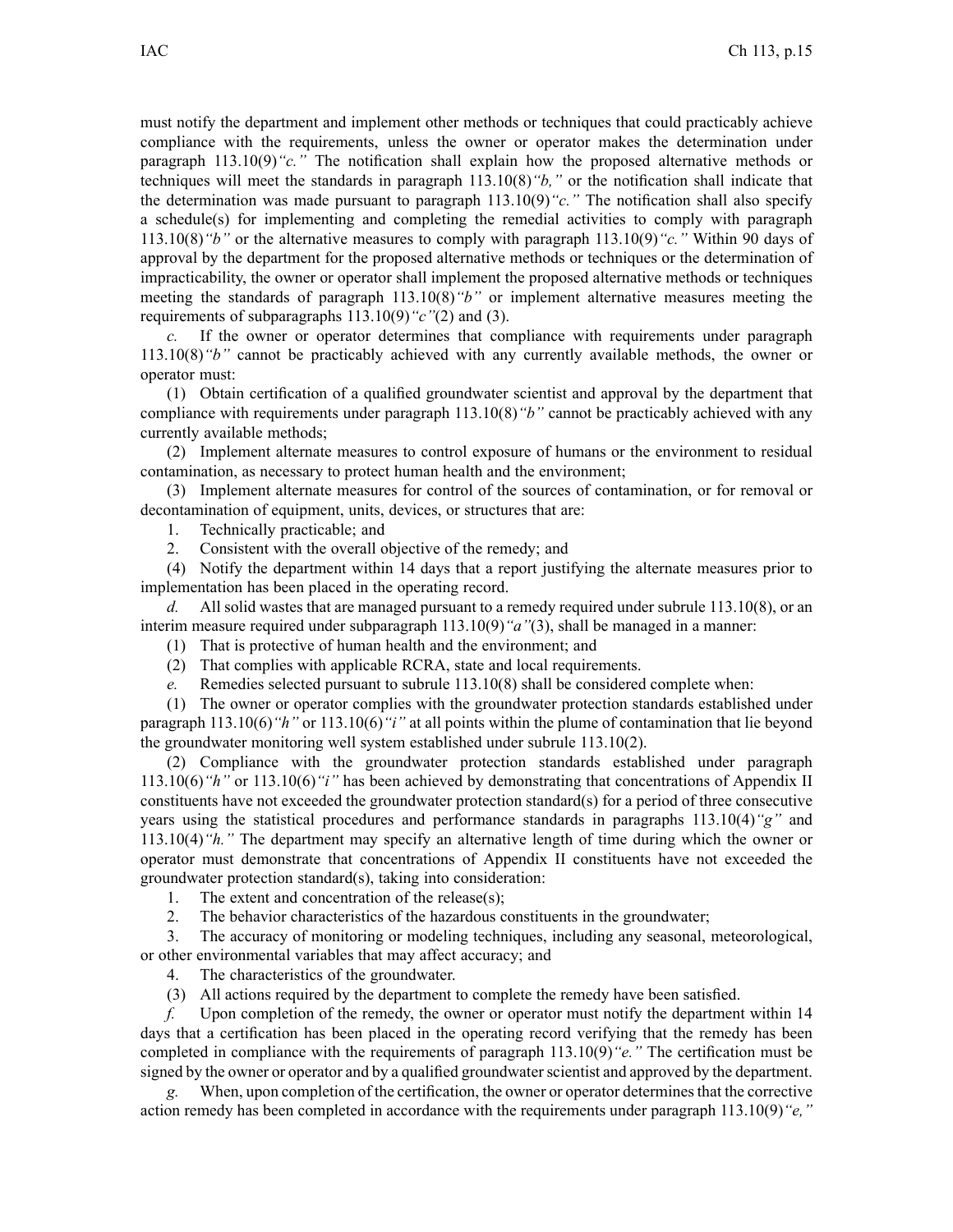must notify the department and implement other methods or techniques that could practicably achieve compliance with the requirements, unless the owner or operator makes the determination under paragraph 113.10(9)*"c."* The notification shall explain how the proposed alternative methods or techniques will meet the standards in paragraph 113.10(8)*"b,"* or the notification shall indicate that the determination was made pursuant to paragraph 113.10(9)*"c."* The notification shall also specify a schedule(s) for implementing and completing the remedial activities to comply with paragraph 113.10(8)*"b"* or the alternative measures to comply with paragraph 113.10(9)*"c."* Within 90 days of approval by the department for the proposed alternative methods or techniques or the determination of impracticability, the owner or operator shall implement the proposed alternative methods or techniques meeting the standards of paragraph 113.10(8)*"b"* or implement alternative measures meeting the requirements of subparagraphs 113.10(9)*"c"*(2) and (3).

*c.* If the owner or operator determines that compliance with requirements under paragraph 113.10(8)*"b"* cannot be practicably achieved with any currently available methods, the owner or operator must:

(1) Obtain certification of a qualified groundwater scientist and approval by the department that compliance with requirements under paragraph 113.10(8)*"b"* cannot be practicably achieved with any currently available methods;

(2) Implement alternate measures to control exposure of humans or the environment to residual contamination, as necessary to protect human health and the environment;

(3) Implement alternate measures for control of the sources of contamination, or for removal or decontamination of equipment, units, devices, or structures that are:

1. Technically practicable; and
2. Consistent with the overall objective of the remedy; and

(4) Notify the department within 14 days that a report justifying the alternate measures prior to implementation has been placed in the operating record.

*d.* All solid wastes that are managed pursuant to a remedy required under subrule 113.10(8), or an interim measure required under subparagraph 113.10(9)*"a"*(3), shall be managed in a manner:

(1) That is protective of human health and the environment; and

(2) That complies with applicable RCRA, state and local requirements.

*e.* Remedies selected pursuant to subrule 113.10(8) shall be considered complete when:

(1) The owner or operator complies with the groundwater protection standards established under paragraph 113.10(6)*"h"* or 113.10(6)*"i"* at all points within the plume of contamination that lie beyond the groundwater monitoring well system established under subrule 113.10(2).

(2) Compliance with the groundwater protection standards established under paragraph 113.10(6)*"h"* or 113.10(6)*"i"* has been achieved by demonstrating that concentrations of Appendix II constituents have not exceeded the groundwater protection standard(s) for a period of three consecutive years using the statistical procedures and performance standards in paragraphs 113.10(4)*"g"* and 113.10(4)*"h."* The department may specify an alternative length of time during which the owner or operator must demonstrate that concentrations of Appendix II constituents have not exceeded the groundwater protection standard(s), taking into consideration:

1. The extent and concentration of the release(s);
2. The behavior characteristics of the hazardous constituents in the groundwater;
3. The accuracy of monitoring or modeling techniques, including any seasonal, meteorological, or other environmental variables that may affect accuracy; and
4. The characteristics of the groundwater.

(3) All actions required by the department to complete the remedy have been satisfied.

*f.* Upon completion of the remedy, the owner or operator must notify the department within 14 days that a certification has been placed in the operating record verifying that the remedy has been completed in compliance with the requirements of paragraph 113.10(9)*"e."* The certification must be signed by the owner or operator and by a qualified groundwater scientist and approved by the department.

*g.* When, upon completion of the certification, the owner or operator determines that the corrective action remedy has been completed in accordance with the requirements under paragraph 113.10(9)*"e,"*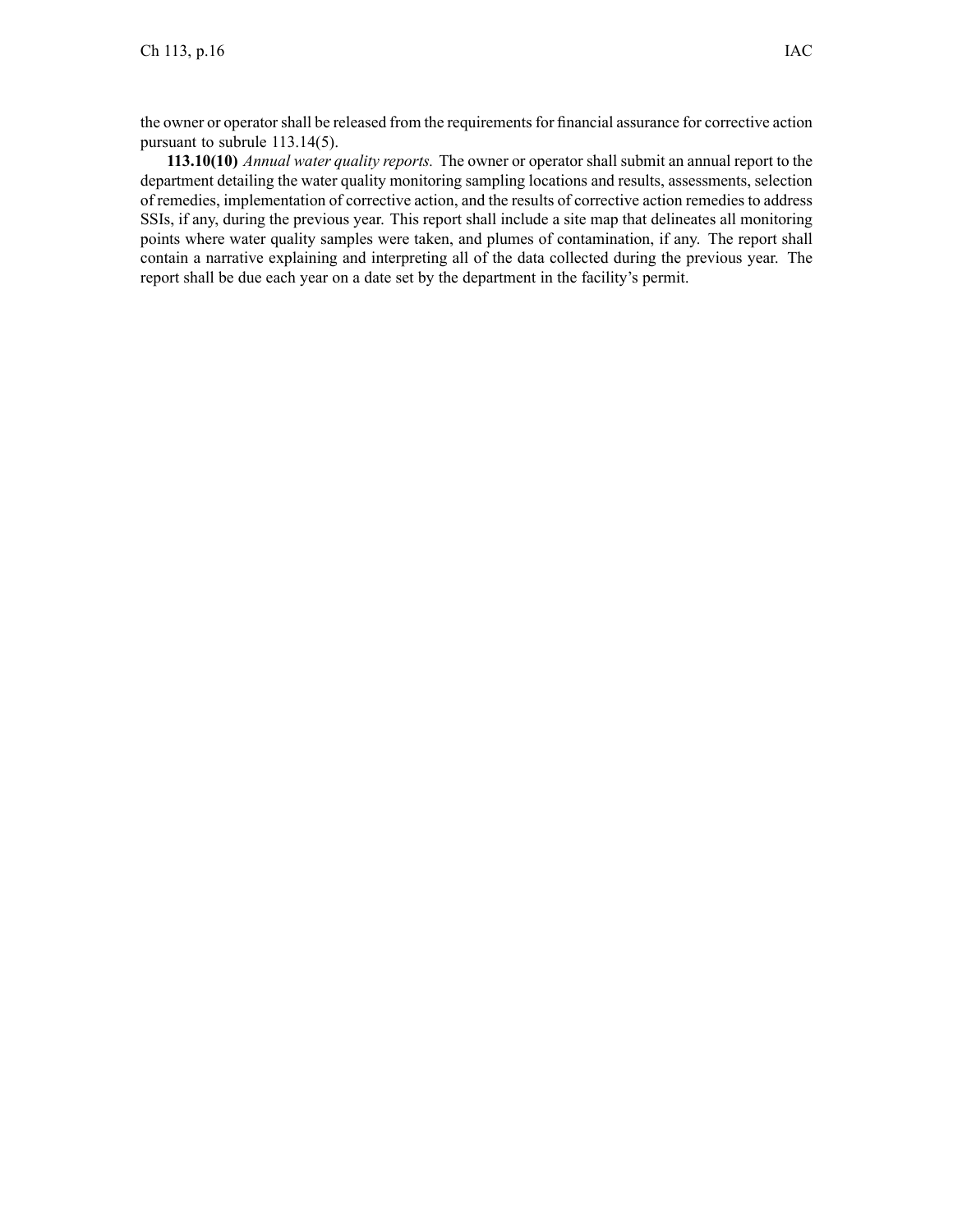the owner or operator shall be released from the requirements for financial assurance for corrective action pursuant to subrule 113.14(5).

**113.10(10)** *Annual water quality reports.* The owner or operator shall submit an annual report to the department detailing the water quality monitoring sampling locations and results, assessments, selection of remedies, implementation of corrective action, and the results of corrective action remedies to address SSIs, if any, during the previous year. This report shall include a site map that delineates all monitoring points where water quality samples were taken, and plumes of contamination, if any. The report shall contain a narrative explaining and interpreting all of the data collected during the previous year. The report shall be due each year on a date set by the department in the facility's permit.